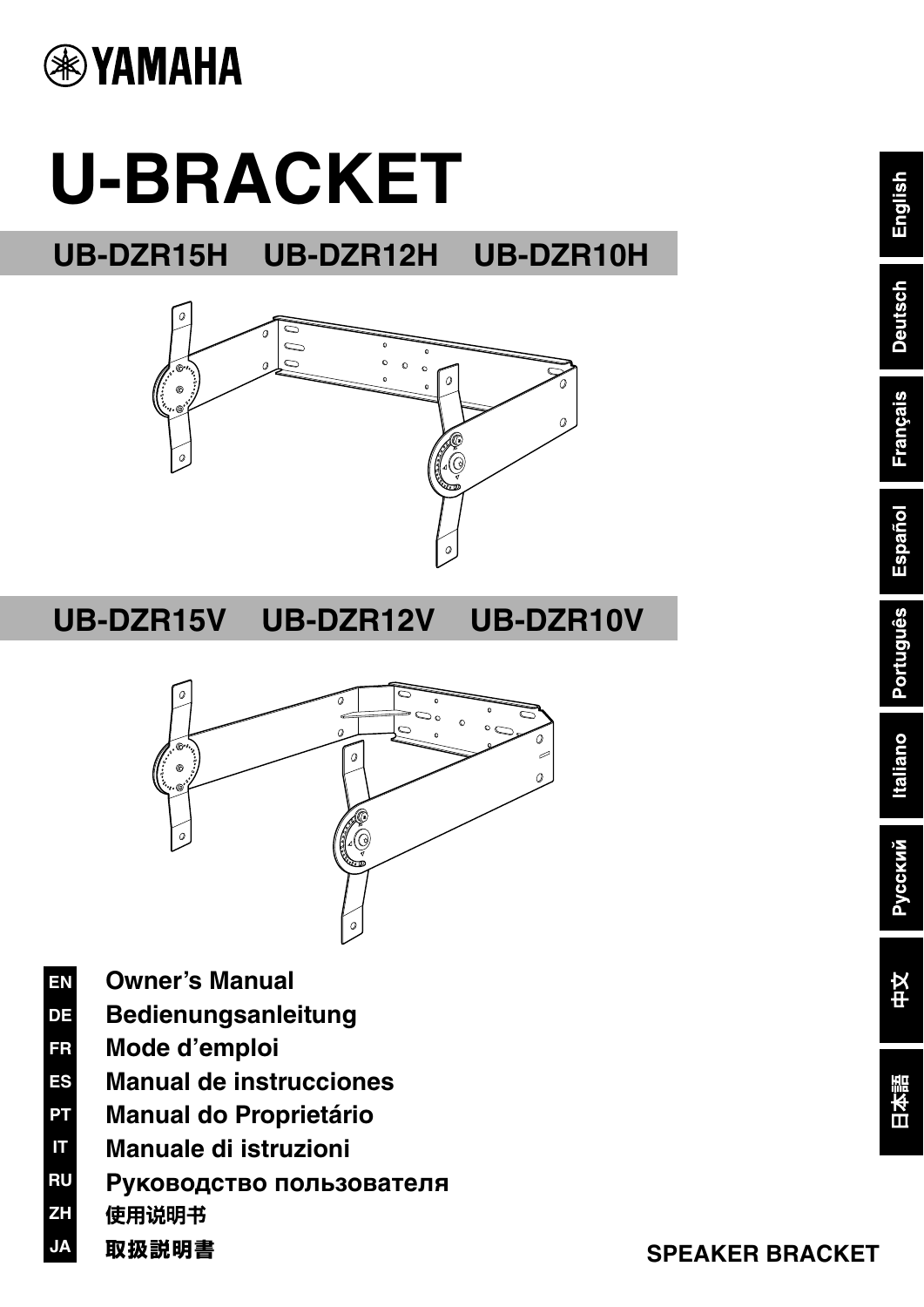YAMAHA

# U-BRACKET

## UB-DZR15H UB-DZR12H UB-DZR10H

## UB-DZR15V UB-DZR12V UB-DZR10V

EN **Owner's Manual**

DE **Bedienungsanleitung**

FR **Mode d'emploi**

ES **Manual de instrucciones**

PT **Manual do Proprietário**

IT **Manuale di istruzioni**

RU **Руководство пользователя**

ZH **使用说明书**

JA **取扱説明書**

English | Deutsch | Français | Español | Português | Italiano | Русский | 中文 | 日本語

**SPEAKER BRACKET**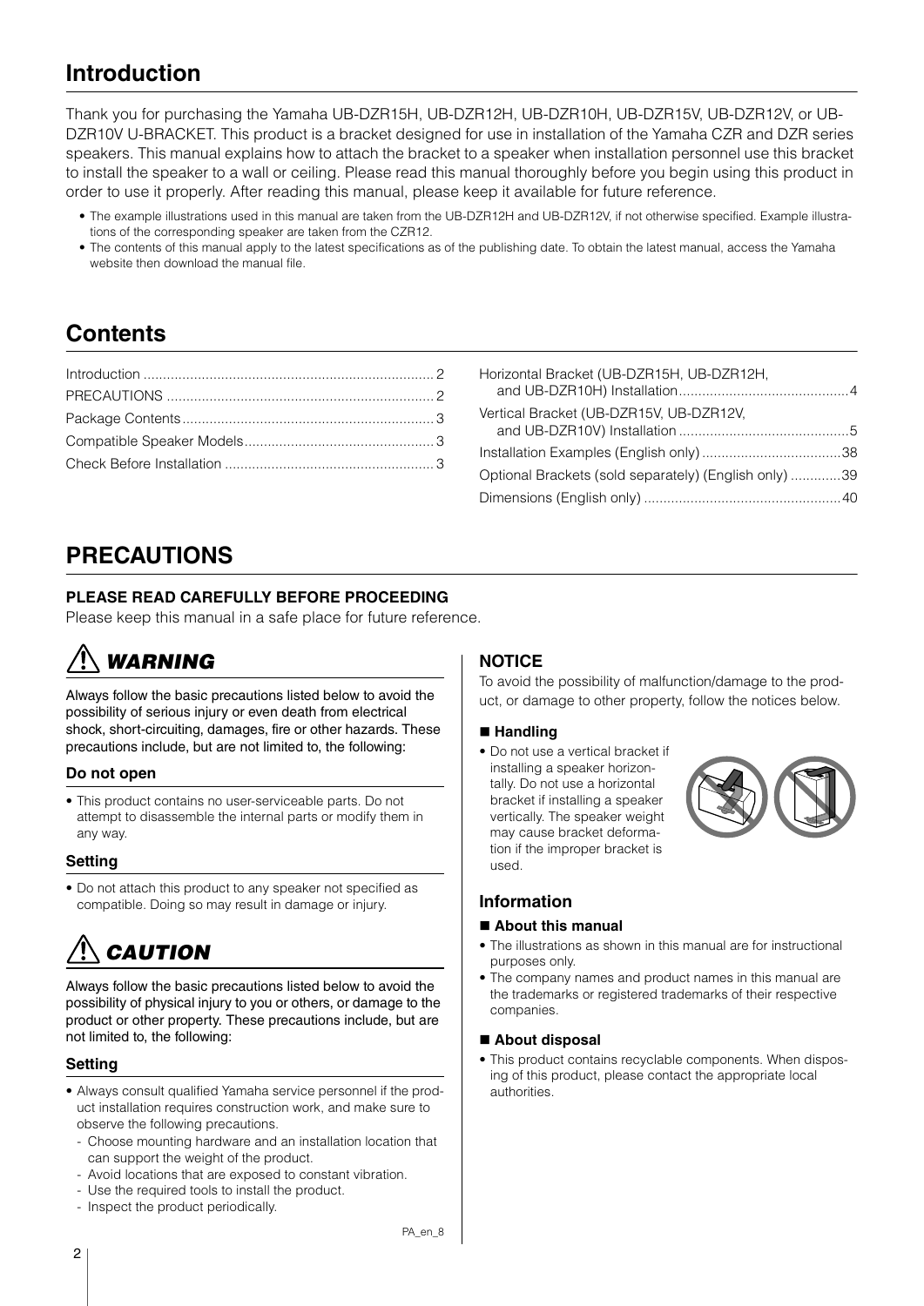## Introduction

Thank you for purchasing the Yamaha UB-DZR15H, UB-DZR12H, UB-DZR10H, UB-DZR15V, UB-DZR12V, or UB-DZR10V U-BRACKET. This product is a bracket designed for use in installation of the Yamaha CZR and DZR series speakers. This manual explains how to attach the bracket to a speaker when installation personnel use this bracket to install the speaker to a wall or ceiling. Please read this manual thoroughly before you begin using this product in order to use it properly. After reading this manual, please keep it available for future reference.

- The example illustrations used in this manual are taken from the UB-DZR12H and UB-DZR12V, if not otherwise specified. Example illustrations of the corresponding speaker are taken from the CZR12.
- The contents of this manual apply to the latest specifications as of the publishing date. To obtain the latest manual, access the Yamaha website then download the manual file.

## Contents

Introduction .......... 2
PRECAUTIONS .......... 2
Package Contents .......... 3
Compatible Speaker Models .......... 3
Check Before Installation .......... 3
Horizontal Bracket (UB-DZR15H, UB-DZR12H, and UB-DZR10H) Installation .......... 4
Vertical Bracket (UB-DZR15V, UB-DZR12V, and UB-DZR10V) Installation .......... 5
Installation Examples (English only) .......... 38
Optional Brackets (sold separately) (English only) .......... 39
Dimensions (English only) .......... 40

## PRECAUTIONS

**PLEASE READ CAREFULLY BEFORE PROCEEDING**

Please keep this manual in a safe place for future reference.

### *WARNING*

Always follow the basic precautions listed below to avoid the possibility of serious injury or even death from electrical shock, short-circuiting, damages, fire or other hazards. These precautions include, but are not limited to, the following:

**Do not open**

- This product contains no user-serviceable parts. Do not attempt to disassemble the internal parts or modify them in any way.

**Setting**

- Do not attach this product to any speaker not specified as compatible. Doing so may result in damage or injury.

### *CAUTION*

Always follow the basic precautions listed below to avoid the possibility of physical injury to you or others, or damage to the product or other property. These precautions include, but are not limited to, the following:

**Setting**

- Always consult qualified Yamaha service personnel if the product installation requires construction work, and make sure to observe the following precautions.
  - Choose mounting hardware and an installation location that can support the weight of the product.
  - Avoid locations that are exposed to constant vibration.
  - Use the required tools to install the product.
  - Inspect the product periodically.

PA_en_8

### NOTICE

To avoid the possibility of malfunction/damage to the product, or damage to other property, follow the notices below.

**■ Handling**

- Do not use a vertical bracket if installing a speaker horizontally. Do not use a horizontal bracket if installing a speaker vertically. The speaker weight may cause bracket deformation if the improper bracket is used.

### Information

**■ About this manual**

- The illustrations as shown in this manual are for instructional purposes only.
- The company names and product names in this manual are the trademarks or registered trademarks of their respective companies.

**■ About disposal**

- This product contains recyclable components. When disposing of this product, please contact the appropriate local authorities.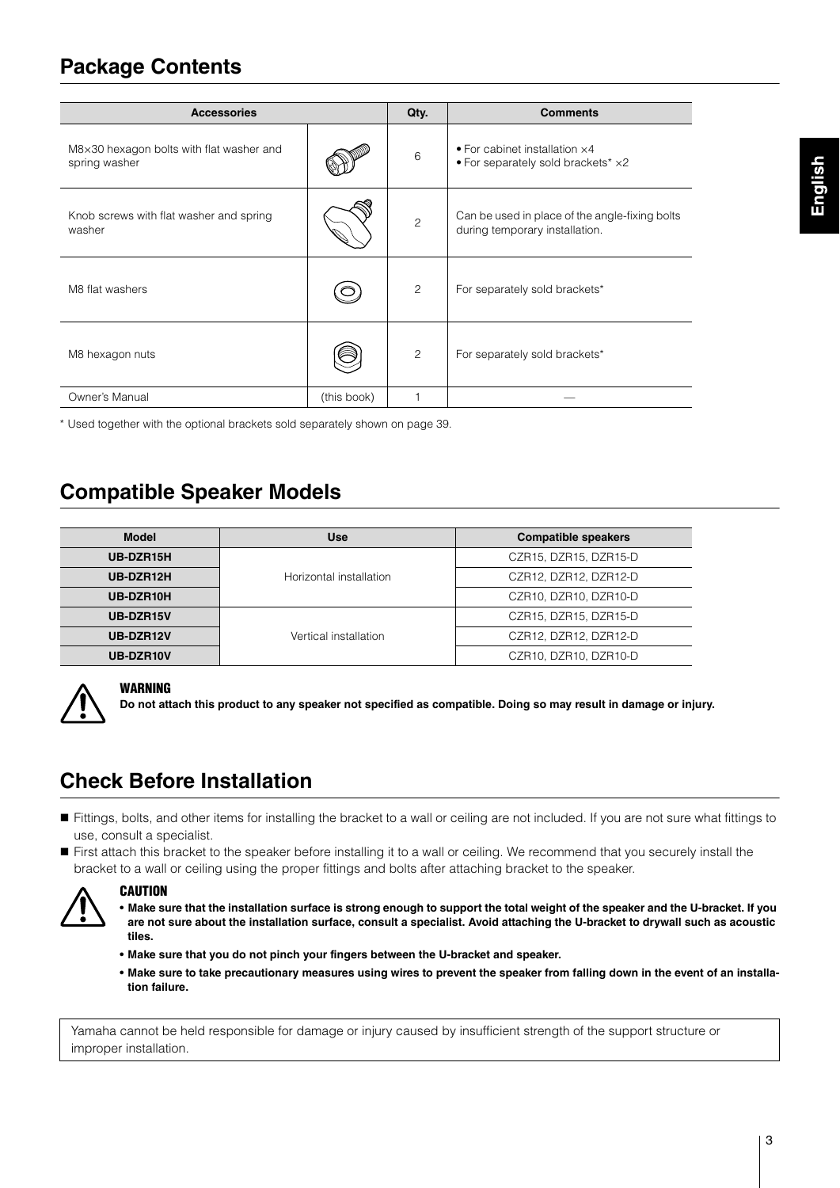## Package Contents

| Accessories | | Qty. | Comments |
|---|---|---|---|
| M8×30 hexagon bolts with flat washer and spring washer | | 6 | • For cabinet installation ×4<br>• For separately sold brackets* ×2 |
| Knob screws with flat washer and spring washer | | 2 | Can be used in place of the angle-fixing bolts during temporary installation. |
| M8 flat washers | | 2 | For separately sold brackets* |
| M8 hexagon nuts | | 2 | For separately sold brackets* |
| Owner's Manual | (this book) | 1 | — |

* Used together with the optional brackets sold separately shown on page 39.

## Compatible Speaker Models

| Model | Use | Compatible speakers |
|---|---|---|
| **UB-DZR15H** | Horizontal installation | CZR15, DZR15, DZR15-D |
| **UB-DZR12H** | | CZR12, DZR12, DZR12-D |
| **UB-DZR10H** | | CZR10, DZR10, DZR10-D |
| **UB-DZR15V** | Vertical installation | CZR15, DZR15, DZR15-D |
| **UB-DZR12V** | | CZR12, DZR12, DZR12-D |
| **UB-DZR10V** | | CZR10, DZR10, DZR10-D |

**WARNING**

**Do not attach this product to any speaker not specified as compatible. Doing so may result in damage or injury.**

## Check Before Installation

- Fittings, bolts, and other items for installing the bracket to a wall or ceiling are not included. If you are not sure what fittings to use, consult a specialist.
- First attach this bracket to the speaker before installing it to a wall or ceiling. We recommend that you securely install the bracket to a wall or ceiling using the proper fittings and bolts after attaching bracket to the speaker.

**CAUTION**

- **Make sure that the installation surface is strong enough to support the total weight of the speaker and the U-bracket. If you are not sure about the installation surface, consult a specialist. Avoid attaching the U-bracket to drywall such as acoustic tiles.**
- **Make sure that you do not pinch your fingers between the U-bracket and speaker.**
- **Make sure to take precautionary measures using wires to prevent the speaker from falling down in the event of an installation failure.**

Yamaha cannot be held responsible for damage or injury caused by insufficient strength of the support structure or improper installation.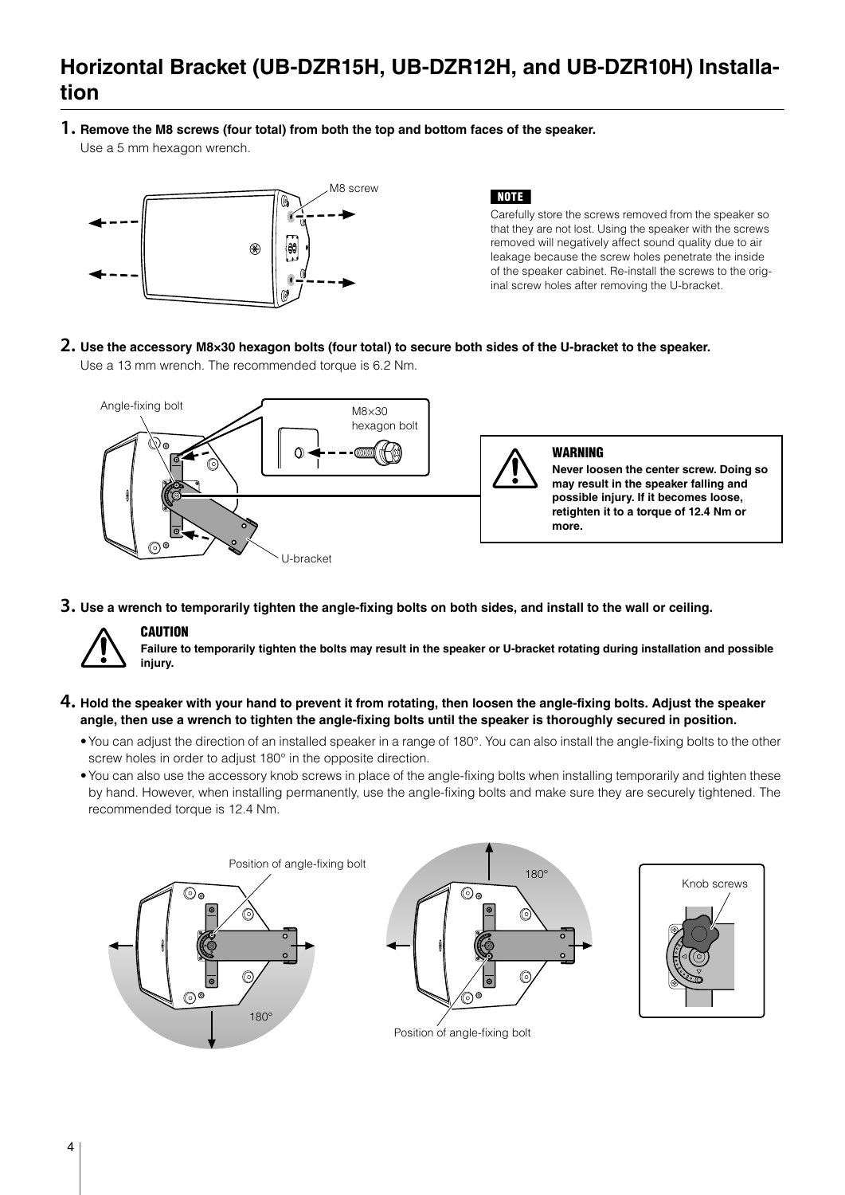# Horizontal Bracket (UB-DZR15H, UB-DZR12H, and UB-DZR10H) Installation

**1. Remove the M8 screws (four total) from both the top and bottom faces of the speaker.**

Use a 5 mm hexagon wrench.

M8 screw

**NOTE**

Carefully store the screws removed from the speaker so that they are not lost. Using the speaker with the screws removed will negatively affect sound quality due to air leakage because the screw holes penetrate the inside of the speaker cabinet. Re-install the screws to the original screw holes after removing the U-bracket.

**2. Use the accessory M8×30 hexagon bolts (four total) to secure both sides of the U-bracket to the speaker.**

Use a 13 mm wrench. The recommended torque is 6.2 Nm.

Angle-fixing bolt

M8×30 hexagon bolt

U-bracket

**WARNING**

**Never loosen the center screw. Doing so may result in the speaker falling and possible injury. If it becomes loose, retighten it to a torque of 12.4 Nm or more.**

**3. Use a wrench to temporarily tighten the angle-fixing bolts on both sides, and install to the wall or ceiling.**

**CAUTION**

**Failure to temporarily tighten the bolts may result in the speaker or U-bracket rotating during installation and possible injury.**

**4. Hold the speaker with your hand to prevent it from rotating, then loosen the angle-fixing bolts. Adjust the speaker angle, then use a wrench to tighten the angle-fixing bolts until the speaker is thoroughly secured in position.**

- You can adjust the direction of an installed speaker in a range of 180°. You can also install the angle-fixing bolts to the other screw holes in order to adjust 180° in the opposite direction.
- You can also use the accessory knob screws in place of the angle-fixing bolts when installing temporarily and tighten these by hand. However, when installing permanently, use the angle-fixing bolts and make sure they are securely tightened. The recommended torque is 12.4 Nm.

Position of angle-fixing bolt

180°

180°

Position of angle-fixing bolt

Knob screws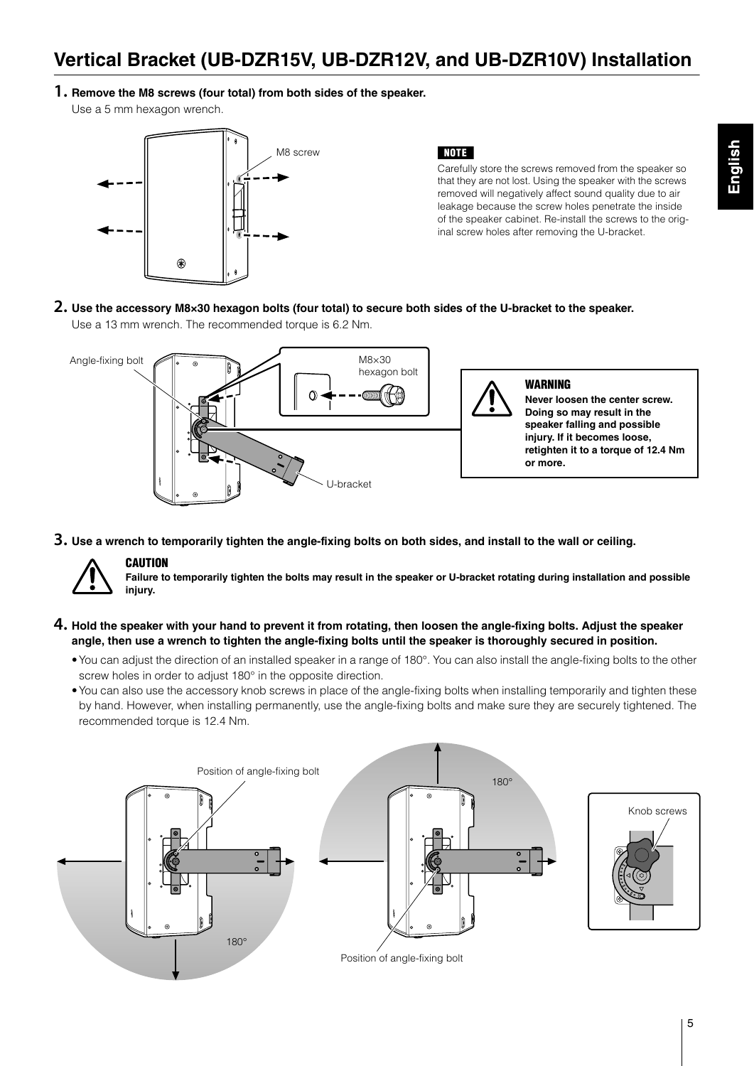# Vertical Bracket (UB-DZR15V, UB-DZR12V, and UB-DZR10V) Installation

**1. Remove the M8 screws (four total) from both sides of the speaker.**

Use a 5 mm hexagon wrench.

M8 screw

**NOTE**

Carefully store the screws removed from the speaker so that they are not lost. Using the speaker with the screws removed will negatively affect sound quality due to air leakage because the screw holes penetrate the inside of the speaker cabinet. Re-install the screws to the original screw holes after removing the U-bracket.

**2. Use the accessory M8×30 hexagon bolts (four total) to secure both sides of the U-bracket to the speaker.**

Use a 13 mm wrench. The recommended torque is 6.2 Nm.

Angle-fixing bolt

M8×30 hexagon bolt

U-bracket

**WARNING**

**Never loosen the center screw. Doing so may result in the speaker falling and possible injury. If it becomes loose, retighten it to a torque of 12.4 Nm or more.**

**3. Use a wrench to temporarily tighten the angle-fixing bolts on both sides, and install to the wall or ceiling.**

**CAUTION**

**Failure to temporarily tighten the bolts may result in the speaker or U-bracket rotating during installation and possible injury.**

**4. Hold the speaker with your hand to prevent it from rotating, then loosen the angle-fixing bolts. Adjust the speaker angle, then use a wrench to tighten the angle-fixing bolts until the speaker is thoroughly secured in position.**

- You can adjust the direction of an installed speaker in a range of 180°. You can also install the angle-fixing bolts to the other screw holes in order to adjust 180° in the opposite direction.
- You can also use the accessory knob screws in place of the angle-fixing bolts when installing temporarily and tighten these by hand. However, when installing permanently, use the angle-fixing bolts and make sure they are securely tightened. The recommended torque is 12.4 Nm.

Position of angle-fixing bolt

180°

180°

Position of angle-fixing bolt

Knob screws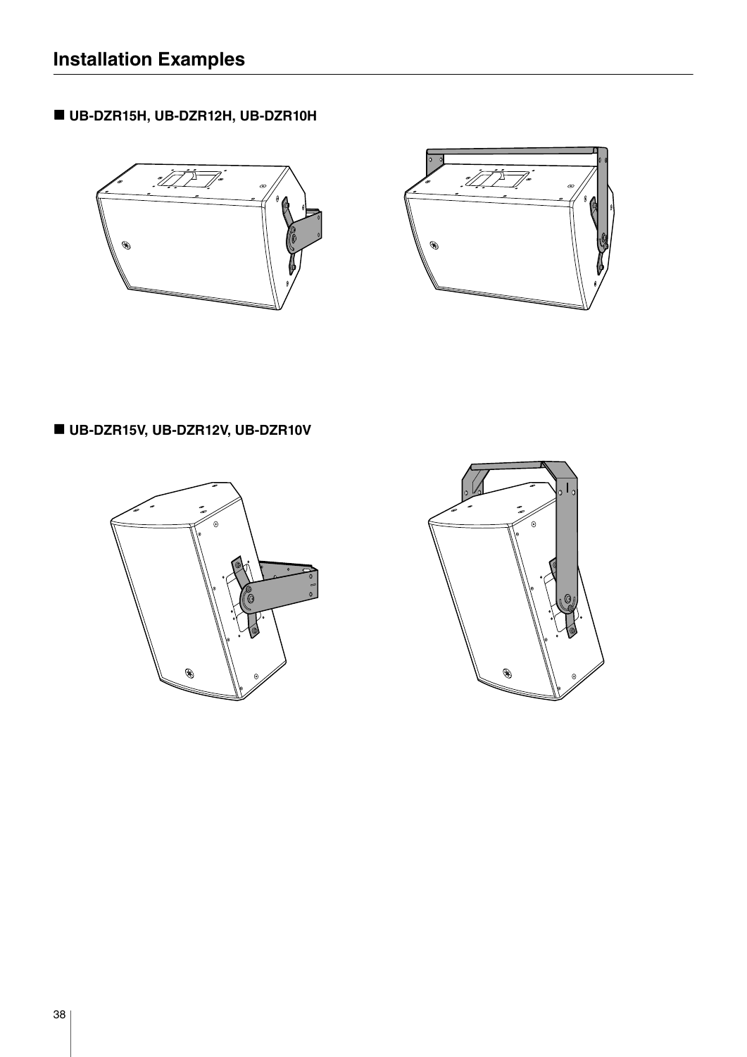# Installation Examples

■ **UB-DZR15H, UB-DZR12H, UB-DZR10H**

■ **UB-DZR15V, UB-DZR12V, UB-DZR10V**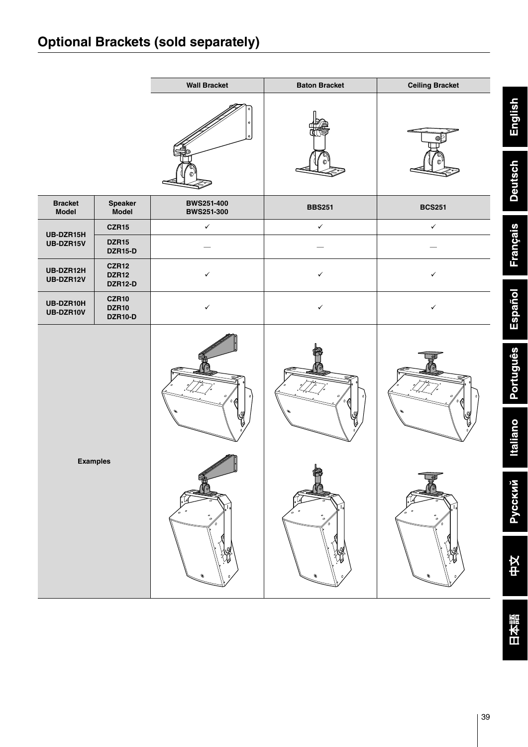## Optional Brackets (sold separately)

| | | Wall Bracket | Baton Bracket | Ceiling Bracket |
|---|---|---|---|---|
| **Bracket Model** | **Speaker Model** | **BWS251-400**<br>**BWS251-300** | **BBS251** | **BCS251** |
| **UB-DZR15H**<br>**UB-DZR15V** | **CZR15** | ✓ | ✓ | ✓ |
| | **DZR15**<br>**DZR15-D** | — | — | — |
| **UB-DZR12H**<br>**UB-DZR12V** | **CZR12**<br>**DZR12**<br>**DZR12-D** | ✓ | ✓ | ✓ |
| **UB-DZR10H**<br>**UB-DZR10V** | **CZR10**<br>**DZR10**<br>**DZR10-D** | ✓ | ✓ | ✓ |
| **Examples** | | | | |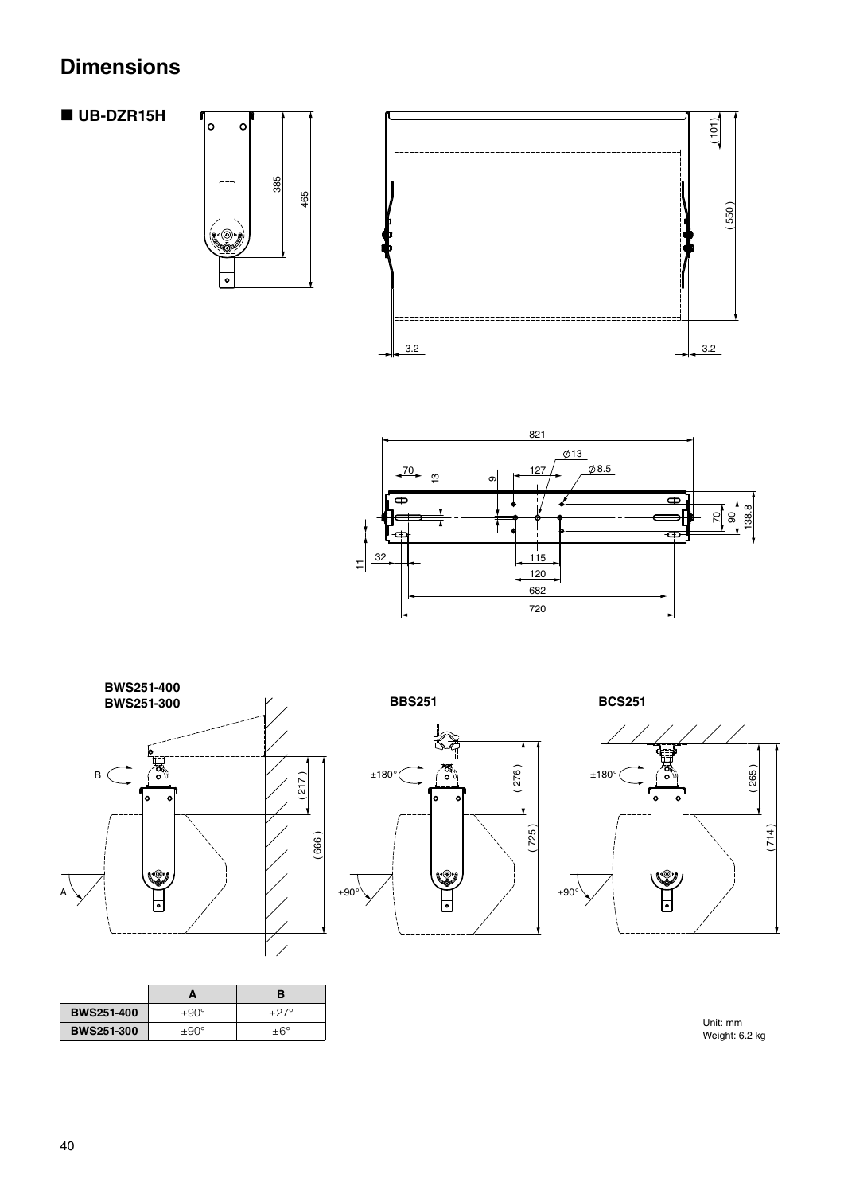# Dimensions

## ■ UB-DZR15H

BWS251-400
BWS251-300

BBS251

BCS251

|  | A | B |
|---|---|---|
| BWS251-400 | ±90° | ±27° |
| BWS251-300 | ±90° | ±6° |

Unit: mm
Weight: 6.2 kg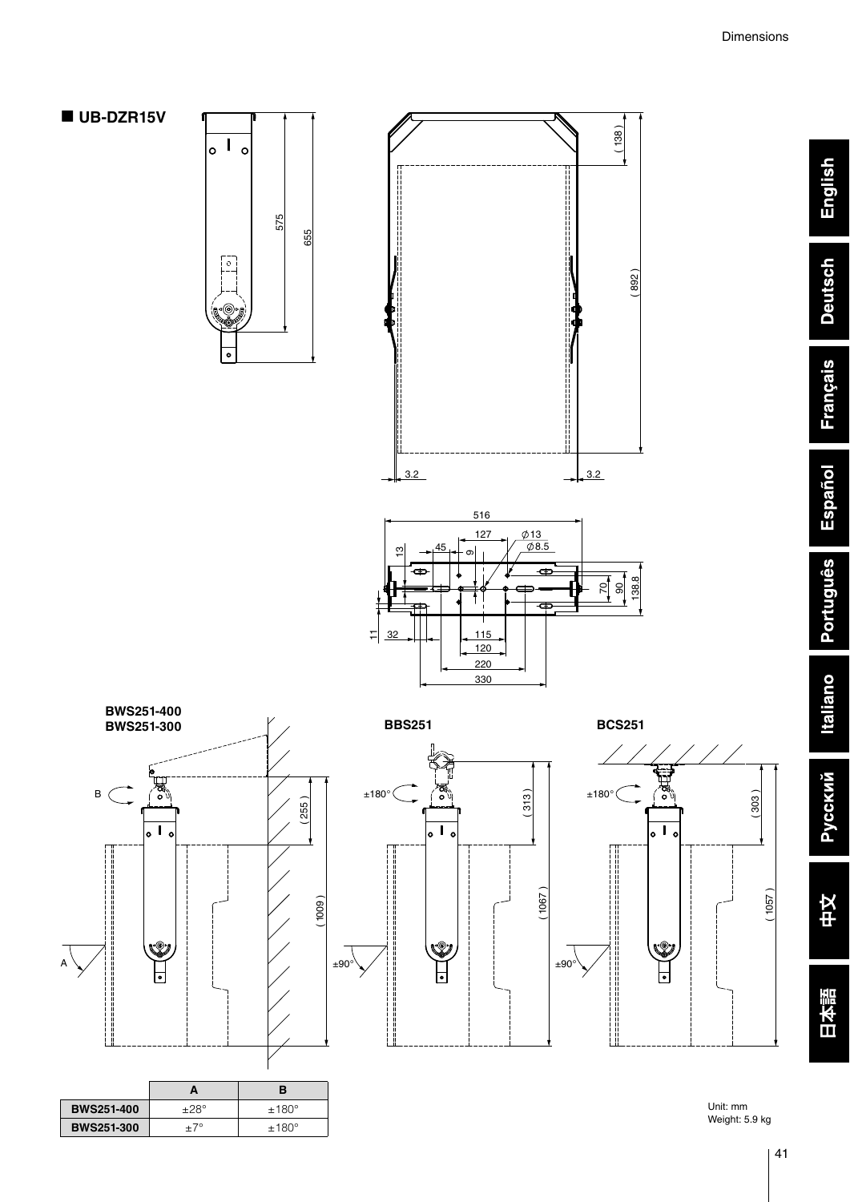## UB-DZR15V

BWS251-400
BWS251-300

BBS251

BCS251

|  | A | B |
|---|---|---|
| BWS251-400 | ±28° | ±180° |
| BWS251-300 | ±7° | ±180° |

Unit: mm
Weight: 5.9 kg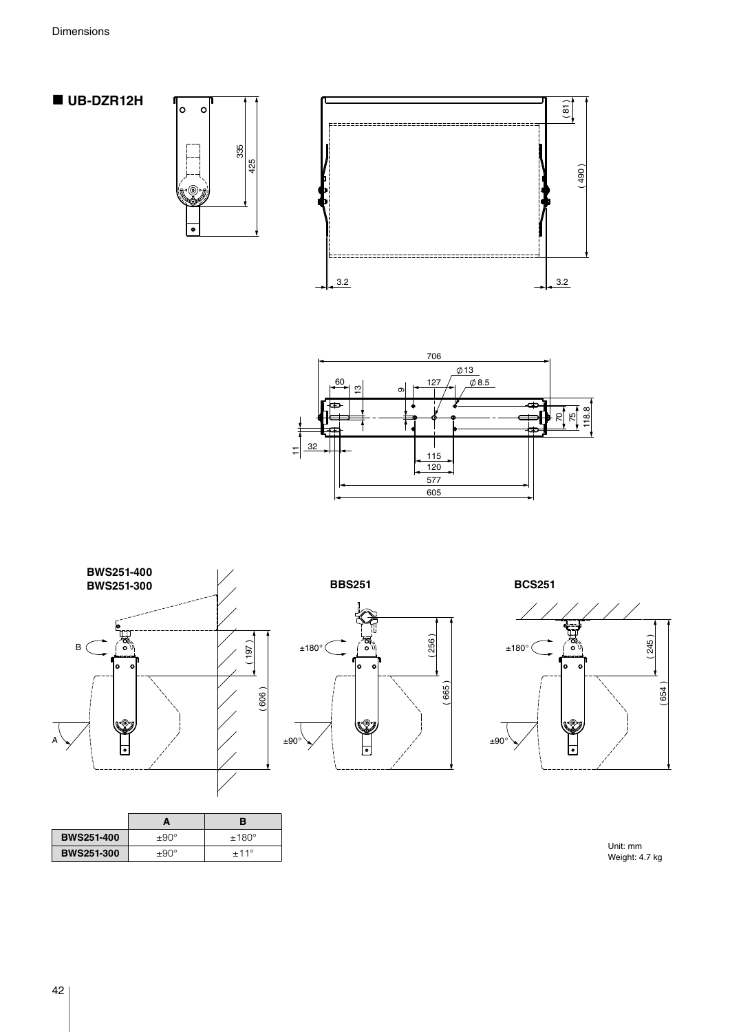## UB-DZR12H

**BWS251-400**
**BWS251-300**

**BBS251**

**BCS251**

| | A | B |
|---|---|---|
| **BWS251-400** | ±90° | ±180° |
| **BWS251-300** | ±90° | ±11° |

Unit: mm
Weight: 4.7 kg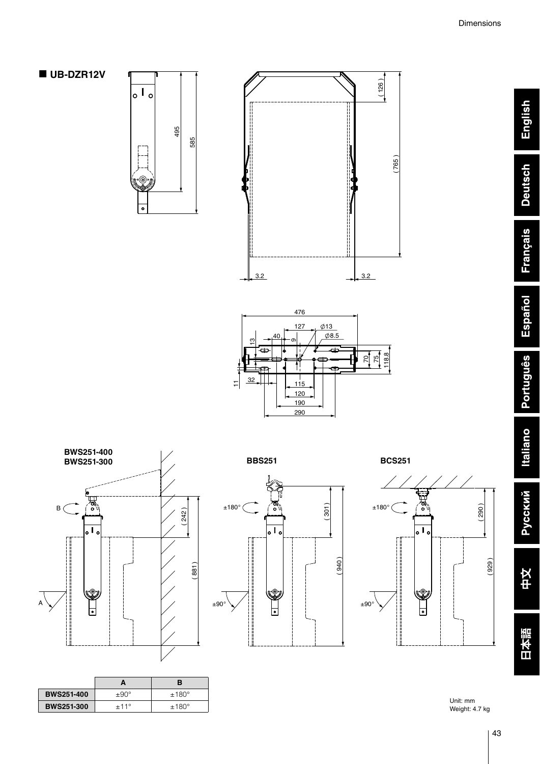## UB-DZR12V

BWS251-400
BWS251-300

BBS251

BCS251

| | A | B |
|---|---|---|
| BWS251-400 | ±90° | ±180° |
| BWS251-300 | ±11° | ±180° |

Unit: mm
Weight: 4.7 kg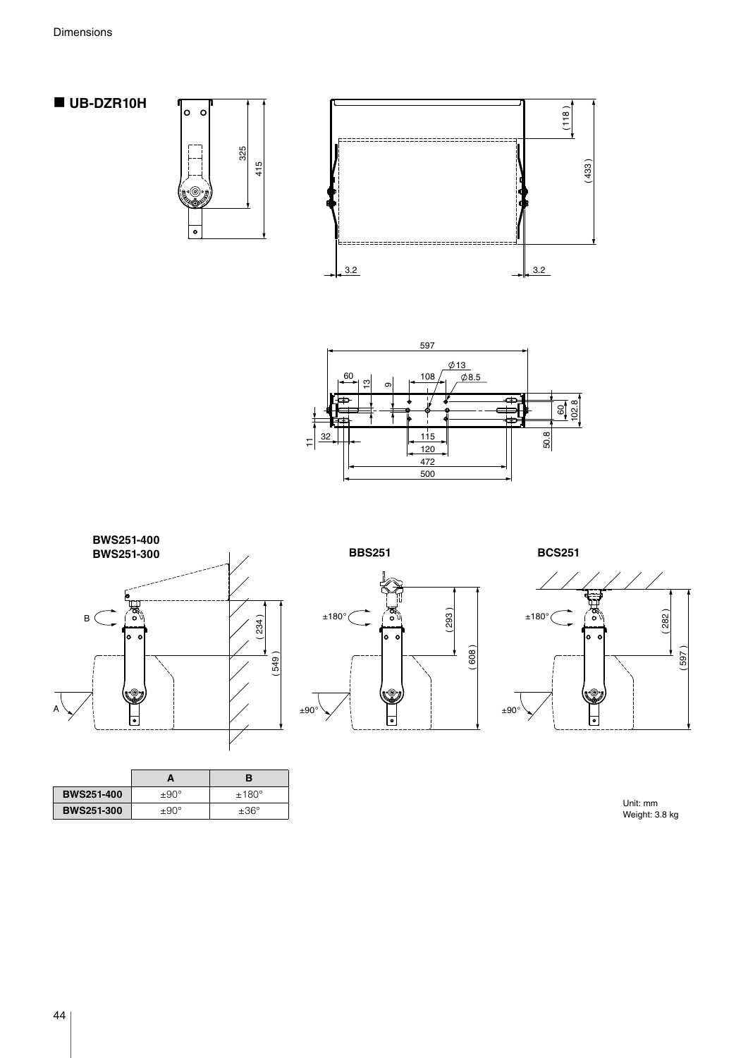## ■ UB-DZR10H

BWS251-400
BWS251-300

BBS251

BCS251

| | A | B |
|---|---|---|
| **BWS251-400** | ±90° | ±180° |
| **BWS251-300** | ±90° | ±36° |

Unit: mm
Weight: 3.8 kg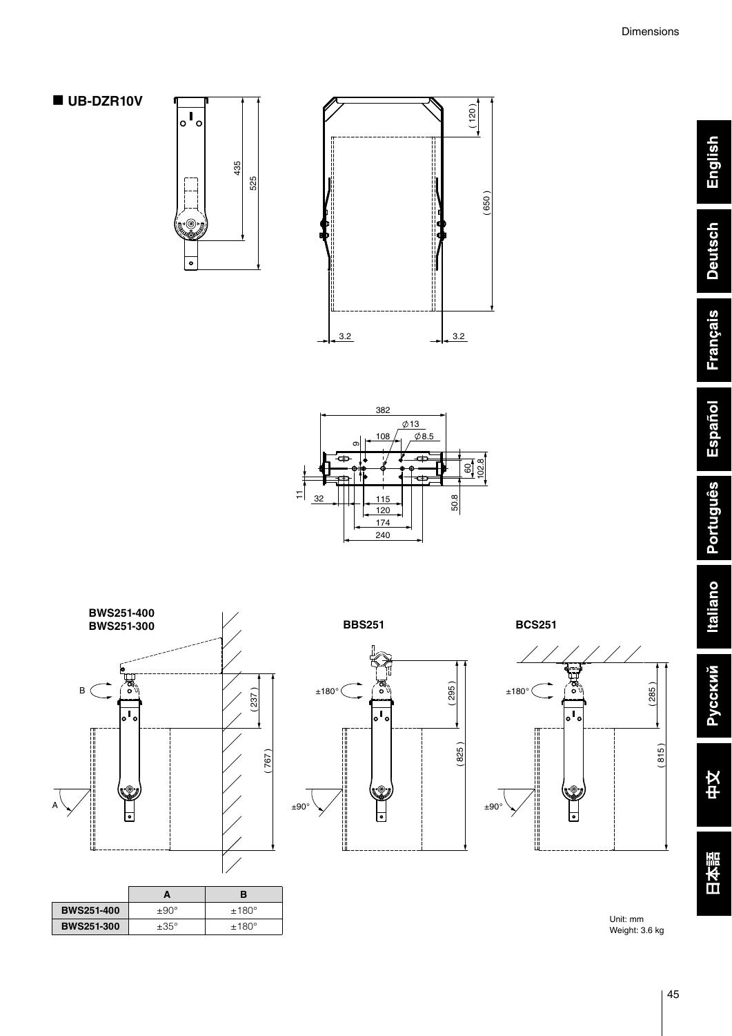## ■ UB-DZR10V

BWS251-400
BWS251-300

BBS251

BCS251

| | A | B |
|---|---|---|
| BWS251-400 | ±90° | ±180° |
| BWS251-300 | ±35° | ±180° |

Unit: mm
Weight: 3.6 kg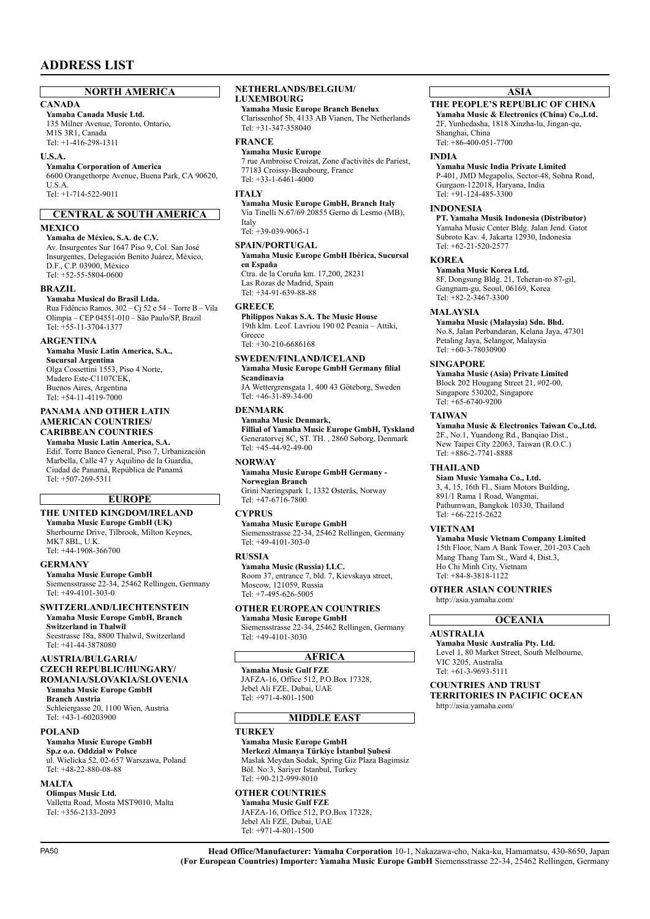# ADDRESS LIST

## NORTH AMERICA

### CANADA

**Yamaha Canada Music Ltd.**
135 Milner Avenue, Toronto, Ontario, M1S 3R1, Canada
Tel: +1-416-298-1311

### U.S.A.

**Yamaha Corporation of America**
6600 Orangethorpe Avenue, Buena Park, CA 90620, U.S.A.
Tel: +1-714-522-9011

## CENTRAL & SOUTH AMERICA

### MEXICO

**Yamaha de México, S.A. de C.V.**
Av. Insurgentes Sur 1647 Piso 9, Col. San José Insurgentes, Delegación Benito Juárez, México, D.F., C.P. 03900, México
Tel: +52-55-5804-0600

### BRAZIL

**Yamaha Musical do Brasil Ltda.**
Rua Fidêncio Ramos, 302 – Cj 52 e 54 – Torre B – Vila Olímpia – CEP 04551-010 – São Paulo/SP, Brazil
Tel: +55-11-3704-1377

### ARGENTINA

**Yamaha Music Latin America, S.A., Sucursal Argentina**
Olga Cossettini 1553, Piso 4 Norte, Madero Este-C1107CEK, Buenos Aires, Argentina
Tel: +54-11-4119-7000

### PANAMA AND OTHER LATIN AMERICAN COUNTRIES/ CARIBBEAN COUNTRIES

**Yamaha Music Latin America, S.A.**
Edif. Torre Banco General, Piso 7, Urbanización Marbella, Calle 47 y Aquilino de la Guardia, Ciudad de Panamá, República de Panamá
Tel: +507-269-5311

## EUROPE

### THE UNITED KINGDOM/IRELAND

**Yamaha Music Europe GmbH (UK)**
Sherbourne Drive, Tilbrook, Milton Keynes, MK7 8BL, U.K.
Tel: +44-1908-366700

### GERMANY

**Yamaha Music Europe GmbH**
Siemensstrasse 22-34, 25462 Rellingen, Germany
Tel: +49-4101-303-0

### SWITZERLAND/LIECHTENSTEIN

**Yamaha Music Europe GmbH, Branch Switzerland in Thalwil**
Seestrasse 18a, 8800 Thalwil, Switzerland
Tel: +41-44-3878080

### AUSTRIA/BULGARIA/ CZECH REPUBLIC/HUNGARY/ ROMANIA/SLOVAKIA/SLOVENIA

**Yamaha Music Europe GmbH Branch Austria**
Schleiergasse 20, 1100 Wien, Austria
Tel: +43-1-60203900

### POLAND

**Yamaha Music Europe GmbH Sp.z o.o. Oddział w Polsce**
ul. Wielicka 52, 02-657 Warszawa, Poland
Tel: +48-22-880-08-88

### MALTA

**Olimpus Music Ltd.**
Valletta Road, Mosta MST9010, Malta
Tel: +356-2133-2093

### NETHERLANDS/BELGIUM/ LUXEMBOURG

**Yamaha Music Europe Branch Benelux**
Clarissenhof 5b, 4133 AB Vianen, The Netherlands
Tel: +31-347-358040

### FRANCE

**Yamaha Music Europe**
7 rue Ambroise Croizat, Zone d'activités de Pariest, 77183 Croissy-Beaubourg, France
Tel: +33-1-6461-4000

### ITALY

**Yamaha Music Europe GmbH, Branch Italy**
Via Tinelli N.67/69 20855 Gerno di Lesmo (MB), Italy
Tel: +39-039-9065-1

### SPAIN/PORTUGAL

**Yamaha Music Europe GmbH Ibérica, Sucursal en España**
Ctra. de la Coruña km. 17,200, 28231 Las Rozas de Madrid, Spain
Tel: +34-91-639-88-88

### GREECE

**Philippos Nakas S.A. The Music House**
19th klm. Leof. Lavriou 190 02 Peania – Attiki, Greece
Tel: +30-210-6686168

### SWEDEN/FINLAND/ICELAND

**Yamaha Music Europe GmbH Germany filial Scandinavia**
JA Wettergrensgata 1, 400 43 Göteborg, Sweden
Tel: +46-31-89-34-00

### DENMARK

**Yamaha Music Denmark, Fillial of Yamaha Music Europe GmbH, Tyskland**
Generatorvej 8C, ST. TH. , 2860 Søborg, Denmark
Tel: +45-44-92-49-00

### NORWAY

**Yamaha Music Europe GmbH Germany - Norwegian Branch**
Grini Næringspark 1, 1332 Østerås, Norway
Tel: +47-6716-7800

### CYPRUS

**Yamaha Music Europe GmbH**
Siemensstrasse 22-34, 25462 Rellingen, Germany
Tel: +49-4101-303-0

### RUSSIA

**Yamaha Music (Russia) LLC.**
Room 37, entrance 7, bld. 7, Kievskaya street, Moscow, 121059, Russia
Tel: +7-495-626-5005

### OTHER EUROPEAN COUNTRIES

**Yamaha Music Europe GmbH**
Siemensstrasse 22-34, 25462 Rellingen, Germany
Tel: +49-4101-3030

## AFRICA

**Yamaha Music Gulf FZE**
JAFZA-16, Office 512, P.O.Box 17328, Jebel Ali FZE, Dubai, UAE
Tel: +971-4-801-1500

## MIDDLE EAST

### TURKEY

**Yamaha Music Europe GmbH Merkezi Almanya Türkiye İstanbul Şubesi**
Maslak Meydan Sodak, Spring Giz Plaza Bagimsiz Böl. No:3, Sariyer Istanbul, Turkey
Tel: +90-212-999-8010

### OTHER COUNTRIES

**Yamaha Music Gulf FZE**
JAFZA-16, Office 512, P.O.Box 17328, Jebel Ali FZE, Dubai, UAE
Tel: +971-4-801-1500

## ASIA

### THE PEOPLE'S REPUBLIC OF CHINA

**Yamaha Music & Electronics (China) Co.,Ltd.**
2F, Yunhedasha, 1818 Xinzha-lu, Jingan-qu, Shanghai, China
Tel: +86-400-051-7700

### INDIA

**Yamaha Music India Private Limited**
P-401, JMD Megapolis, Sector-48, Sohna Road, Gurgaon-122018, Haryana, India
Tel: +91-124-485-3300

### INDONESIA

**PT. Yamaha Musik Indonesia (Distributor)**
Yamaha Music Center Bldg. Jalan Jend. Gatot Subroto Kav. 4, Jakarta 12930, Indonesia
Tel: +62-21-520-2577

### KOREA

**Yamaha Music Korea Ltd.**
8F, Dongsung Bldg. 21, Teheran-ro 87-gil, Gangnam-gu, Seoul, 06169, Korea
Tel: +82-2-3467-3300

### MALAYSIA

**Yamaha Music (Malaysia) Sdn. Bhd.**
No.8, Jalan Perbandaran, Kelana Jaya, 47301 Petaling Jaya, Selangor, Malaysia
Tel: +60-3-78030900

### SINGAPORE

**Yamaha Music (Asia) Private Limited**
Block 202 Hougang Street 21, #02-00, Singapore 530202, Singapore
Tel: +65-6740-9200

### TAIWAN

**Yamaha Music & Electronics Taiwan Co.,Ltd.**
2F., No.1, Yuandong Rd., Banqiao Dist., New Taipei City 22063, Taiwan (R.O.C.)
Tel: +886-2-7741-8888

### THAILAND

**Siam Music Yamaha Co., Ltd.**
3, 4, 15, 16th Fl., Siam Motors Building, 891/1 Rama 1 Road, Wangmai, Pathumwan, Bangkok 10330, Thailand
Tel: +66-2215-2622

### VIETNAM

**Yamaha Music Vietnam Company Limited**
15th Floor, Nam A Bank Tower, 201-203 Cach Mang Thang Tam St., Ward 4, Dist.3, Ho Chi Minh City, Vietnam
Tel: +84-8-3818-1122

### OTHER ASIAN COUNTRIES

http://asia.yamaha.com/

## OCEANIA

### AUSTRALIA

**Yamaha Music Australia Pty. Ltd.**
Level 1, 80 Market Street, South Melbourne, VIC 3205, Australia
Tel: +61-3-9693-5111

### COUNTRIES AND TRUST TERRITORIES IN PACIFIC OCEAN

http://asia.yamaha.com/

PA50

**Head Office/Manufacturer: Yamaha Corporation** 10-1, Nakazawa-cho, Naka-ku, Hamamatsu, 430-8650, Japan
**(For European Countries) Importer: Yamaha Music Europe GmbH** Siemensstrasse 22-34, 25462 Rellingen, Germany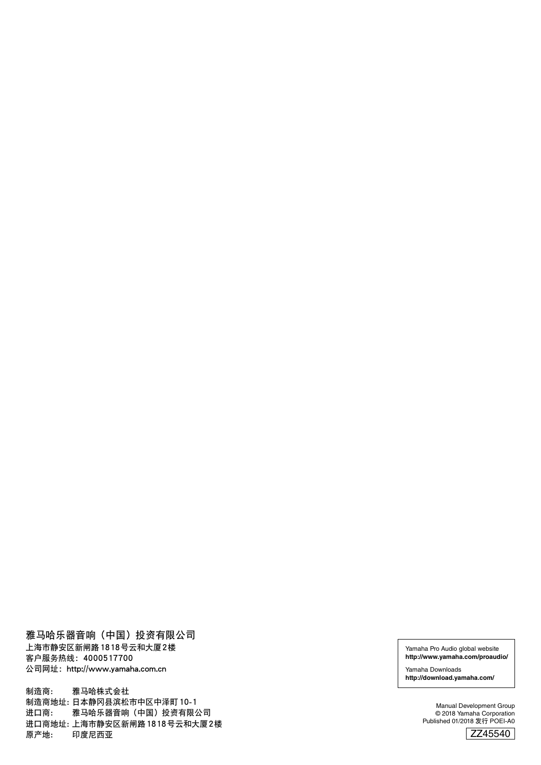**雅马哈乐器音响（中国）投资有限公司**

上海市静安区新闸路1818号云和大厦2楼
客户服务热线：4000517700
公司网址：http://www.yamaha.com.cn

制造商：　　雅马哈株式会社
制造商地址：日本静冈县滨松市中区中泽町10-1
进口商：　　雅马哈乐器音响（中国）投资有限公司
进口商地址：上海市静安区新闸路1818号云和大厦2楼
原产地：　　印度尼西亚

Yamaha Pro Audio global website
**http://www.yamaha.com/proaudio/**

Yamaha Downloads
**http://download.yamaha.com/**

Manual Development Group
© 2018 Yamaha Corporation
Published 01/2018 发行 POEI-A0

ZZ45540